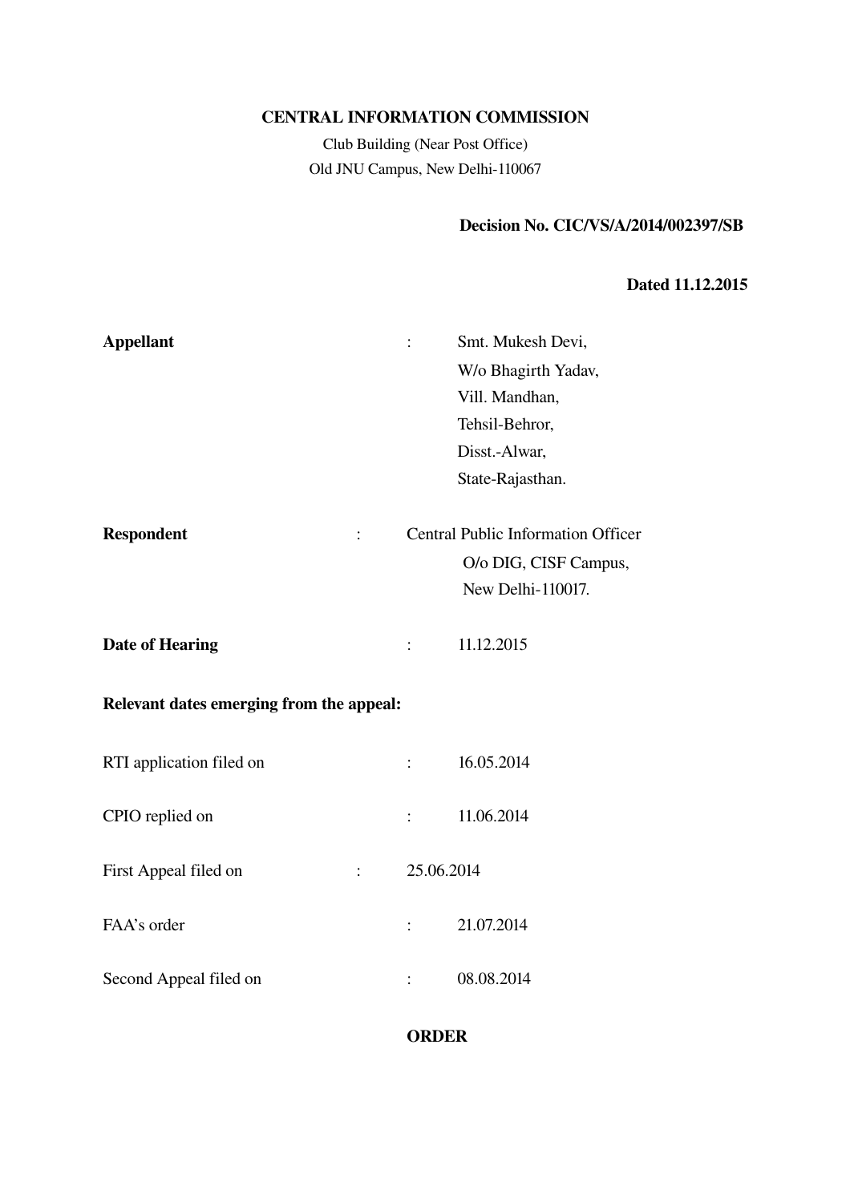**CENTRAL INFORMATION COMMISSION**

Club Building (Near Post Office)
Old JNU Campus, New Delhi-110067

**Decision No. CIC/VS/A/2014/002397/SB**

**Dated 11.12.2015**

| | | |
|---|---|---|
| **Appellant** | : | Smt. Mukesh Devi,<br>W/o Bhagirth Yadav,<br>Vill. Mandhan,<br>Tehsil-Behror,<br>Disst.-Alwar,<br>State-Rajasthan. |
| **Respondent** | : | Central Public Information Officer<br>O/o DIG, CISF Campus,<br>New Delhi-110017. |
| **Date of Hearing** | : | 11.12.2015 |

**Relevant dates emerging from the appeal:**

| | | |
|---|---|---|
| RTI application filed on | : | 16.05.2014 |
| CPIO replied on | : | 11.06.2014 |
| First Appeal filed on | : | 25.06.2014 |
| FAA's order | : | 21.07.2014 |
| Second Appeal filed on | : | 08.08.2014 |

**ORDER**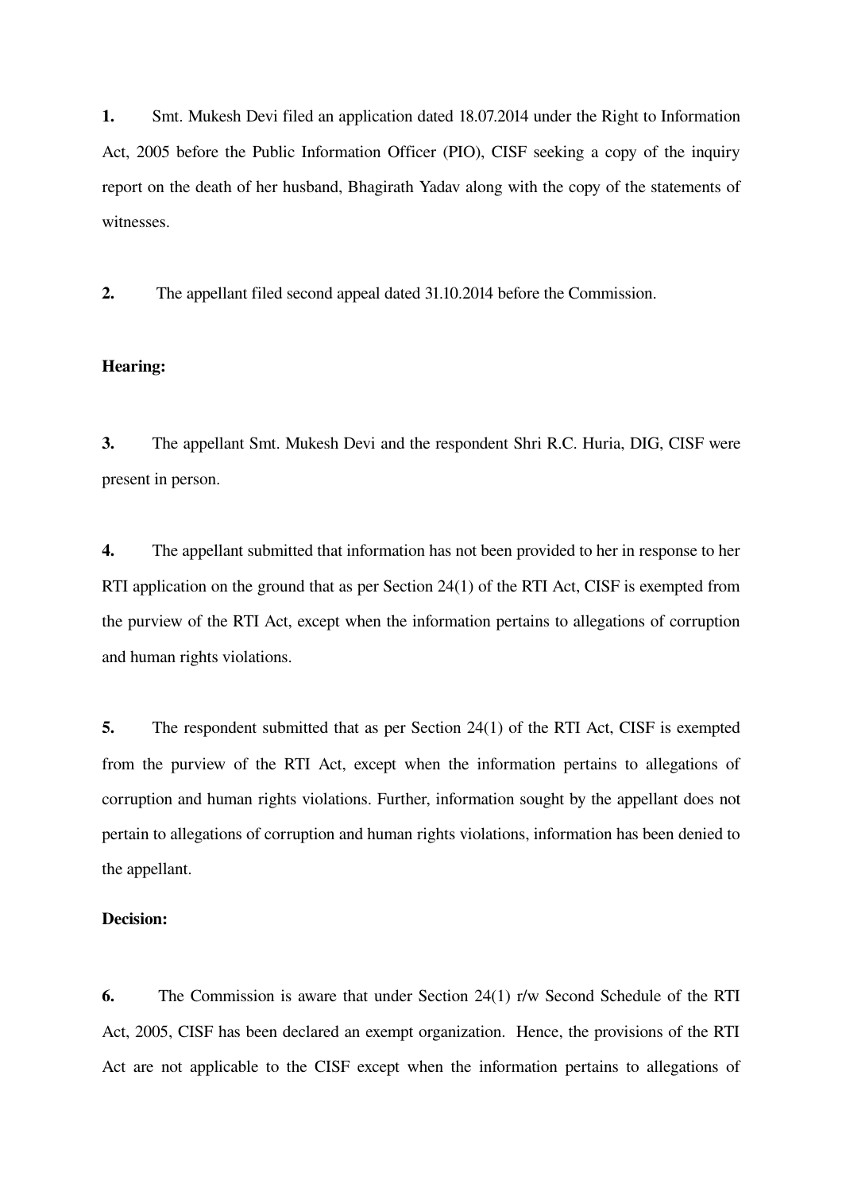**1.** Smt. Mukesh Devi filed an application dated 18.07.2014 under the Right to Information Act, 2005 before the Public Information Officer (PIO), CISF seeking a copy of the inquiry report on the death of her husband, Bhagirath Yadav along with the copy of the statements of witnesses.

**2.** The appellant filed second appeal dated 31.10.2014 before the Commission.

**Hearing:**

**3.** The appellant Smt. Mukesh Devi and the respondent Shri R.C. Huria, DIG, CISF were present in person.

**4.** The appellant submitted that information has not been provided to her in response to her RTI application on the ground that as per Section 24(1) of the RTI Act, CISF is exempted from the purview of the RTI Act, except when the information pertains to allegations of corruption and human rights violations.

**5.** The respondent submitted that as per Section 24(1) of the RTI Act, CISF is exempted from the purview of the RTI Act, except when the information pertains to allegations of corruption and human rights violations. Further, information sought by the appellant does not pertain to allegations of corruption and human rights violations, information has been denied to the appellant.

**Decision:**

**6.** The Commission is aware that under Section 24(1) r/w Second Schedule of the RTI Act, 2005, CISF has been declared an exempt organization. Hence, the provisions of the RTI Act are not applicable to the CISF except when the information pertains to allegations of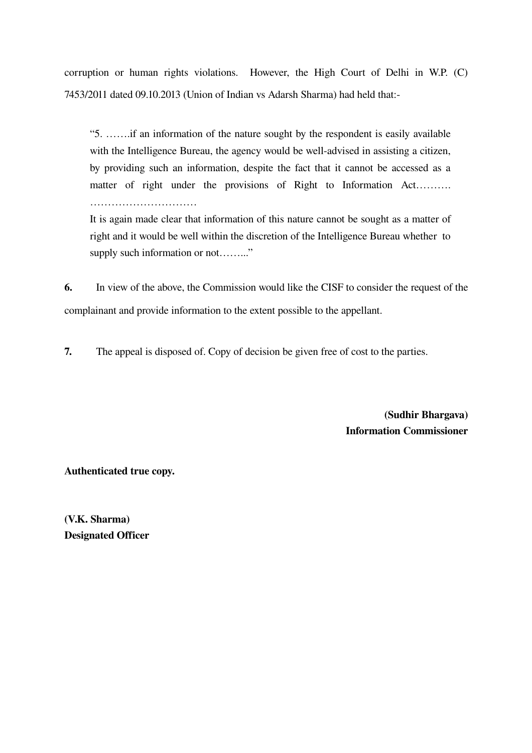corruption or human rights violations. However, the High Court of Delhi in W.P. (C) 7453/2011 dated 09.10.2013 (Union of Indian vs Adarsh Sharma) had held that:-

> "5. …….if an information of the nature sought by the respondent is easily available with the Intelligence Bureau, the agency would be well-advised in assisting a citizen, by providing such an information, despite the fact that it cannot be accessed as a matter of right under the provisions of Right to Information Act……….
> …………………………
> It is again made clear that information of this nature cannot be sought as a matter of right and it would be well within the discretion of the Intelligence Bureau whether to supply such information or not……..."

**6.** In view of the above, the Commission would like the CISF to consider the request of the complainant and provide information to the extent possible to the appellant.

**7.** The appeal is disposed of. Copy of decision be given free of cost to the parties.

**(Sudhir Bhargava)**
**Information Commissioner**

**Authenticated true copy.**

**(V.K. Sharma)**
**Designated Officer**